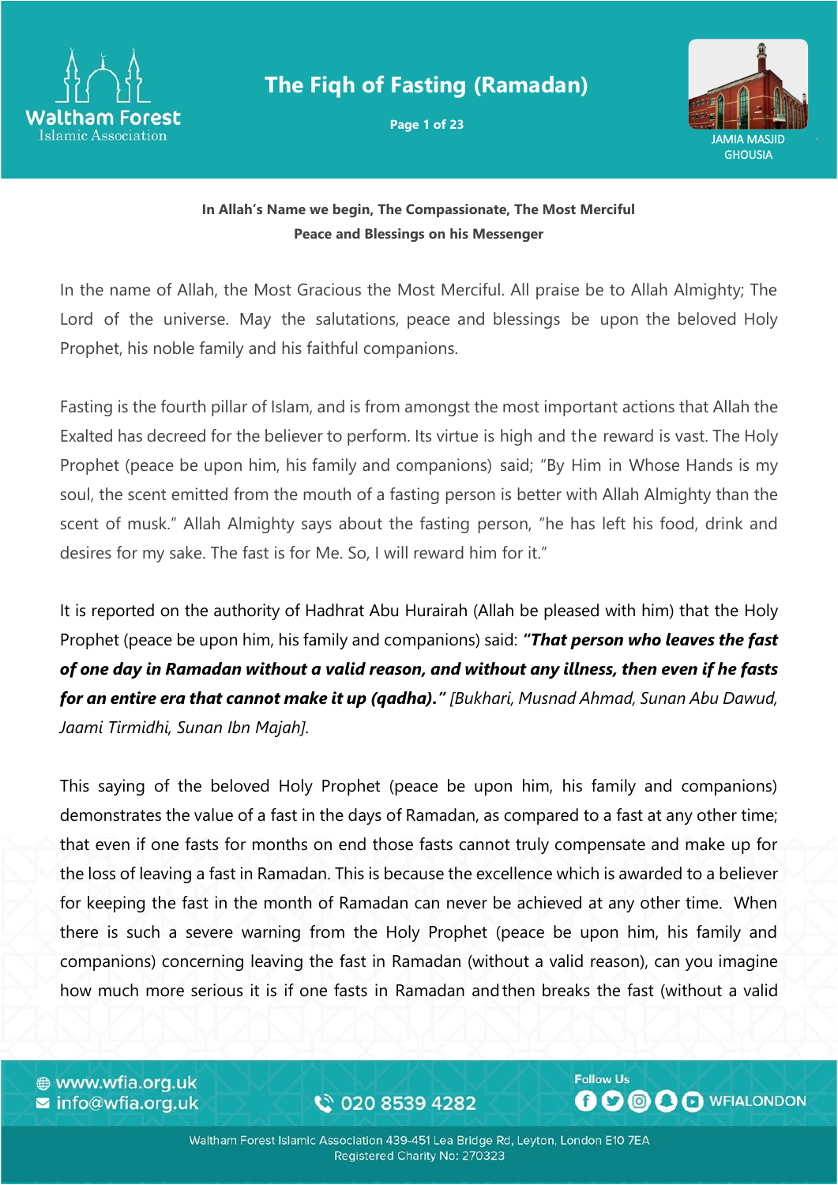# The Fiqh of Fasting (Ramadan)

**In Allah's Name we begin, The Compassionate, The Most Merciful**
**Peace and Blessings on his Messenger**

In the name of Allah, the Most Gracious the Most Merciful. All praise be to Allah Almighty; The Lord of the universe. May the salutations, peace and blessings be upon the beloved Holy Prophet, his noble family and his faithful companions.

Fasting is the fourth pillar of Islam, and is from amongst the most important actions that Allah the Exalted has decreed for the believer to perform. Its virtue is high and the reward is vast. The Holy Prophet (peace be upon him, his family and companions) said; "By Him in Whose Hands is my soul, the scent emitted from the mouth of a fasting person is better with Allah Almighty than the scent of musk." Allah Almighty says about the fasting person, "he has left his food, drink and desires for my sake. The fast is for Me. So, I will reward him for it."

It is reported on the authority of Hadhrat Abu Hurairah (Allah be pleased with him) that the Holy Prophet (peace be upon him, his family and companions) said: ***"That person who leaves the fast of one day in Ramadan without a valid reason, and without any illness, then even if he fasts for an entire era that cannot make it up (qadha)."*** *[Bukhari, Musnad Ahmad, Sunan Abu Dawud, Jaami Tirmidhi, Sunan Ibn Majah].*

This saying of the beloved Holy Prophet (peace be upon him, his family and companions) demonstrates the value of a fast in the days of Ramadan, as compared to a fast at any other time; that even if one fasts for months on end those fasts cannot truly compensate and make up for the loss of leaving a fast in Ramadan. This is because the excellence which is awarded to a believer for keeping the fast in the month of Ramadan can never be achieved at any other time. When there is such a severe warning from the Holy Prophet (peace be upon him, his family and companions) concerning leaving the fast in Ramadan (without a valid reason), can you imagine how much more serious it is if one fasts in Ramadan and then breaks the fast (without a valid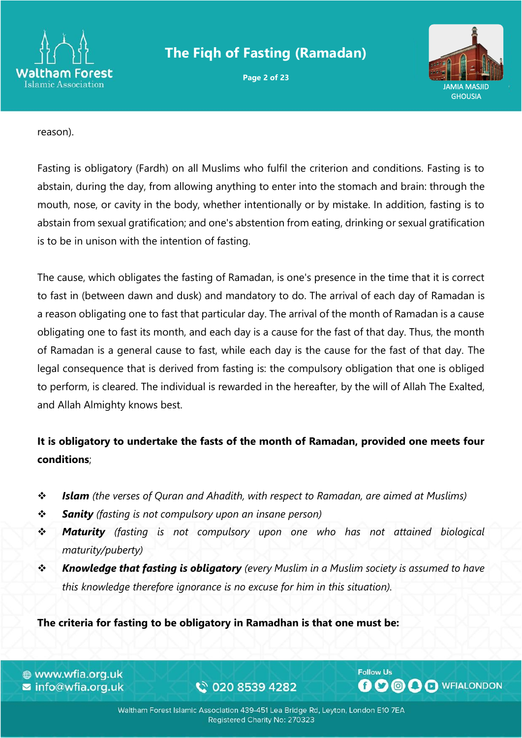reason).

Fasting is obligatory (Fardh) on all Muslims who fulfil the criterion and conditions. Fasting is to abstain, during the day, from allowing anything to enter into the stomach and brain: through the mouth, nose, or cavity in the body, whether intentionally or by mistake. In addition, fasting is to abstain from sexual gratification; and one's abstention from eating, drinking or sexual gratification is to be in unison with the intention of fasting.

The cause, which obligates the fasting of Ramadan, is one's presence in the time that it is correct to fast in (between dawn and dusk) and mandatory to do. The arrival of each day of Ramadan is a reason obligating one to fast that particular day. The arrival of the month of Ramadan is a cause obligating one to fast its month, and each day is a cause for the fast of that day. Thus, the month of Ramadan is a general cause to fast, while each day is the cause for the fast of that day. The legal consequence that is derived from fasting is: the compulsory obligation that one is obliged to perform, is cleared. The individual is rewarded in the hereafter, by the will of Allah The Exalted, and Allah Almighty knows best.

**It is obligatory to undertake the fasts of the month of Ramadan, provided one meets four conditions**;

- ***Islam*** *(the verses of Quran and Ahadith, with respect to Ramadan, are aimed at Muslims)*
- ***Sanity*** *(fasting is not compulsory upon an insane person)*
- ***Maturity*** *(fasting is not compulsory upon one who has not attained biological maturity/puberty)*
- ***Knowledge that fasting is obligatory*** *(every Muslim in a Muslim society is assumed to have this knowledge therefore ignorance is no excuse for him in this situation).*

**The criteria for fasting to be obligatory in Ramadhan is that one must be:**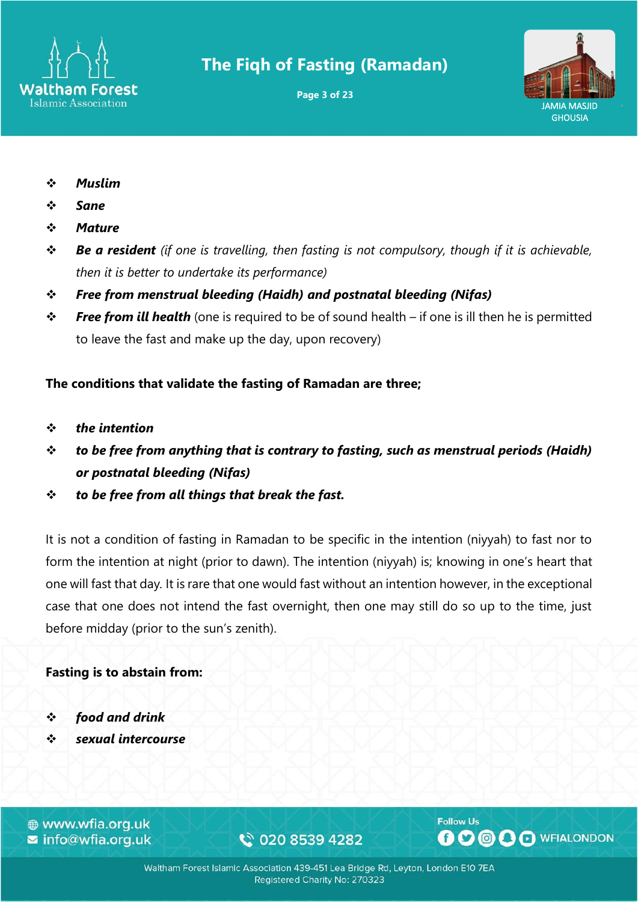- ***Muslim***
- ***Sane***
- ***Mature***
- ***Be a resident*** *(if one is travelling, then fasting is not compulsory, though if it is achievable, then it is better to undertake its performance)*
- ***Free from menstrual bleeding (Haidh) and postnatal bleeding (Nifas)***
- ***Free from ill health*** (one is required to be of sound health – if one is ill then he is permitted to leave the fast and make up the day, upon recovery)

**The conditions that validate the fasting of Ramadan are three;**

- ***the intention***
- ***to be free from anything that is contrary to fasting, such as menstrual periods (Haidh) or postnatal bleeding (Nifas)***
- ***to be free from all things that break the fast.***

It is not a condition of fasting in Ramadan to be specific in the intention (niyyah) to fast nor to form the intention at night (prior to dawn). The intention (niyyah) is; knowing in one's heart that one will fast that day. It is rare that one would fast without an intention however, in the exceptional case that one does not intend the fast overnight, then one may still do so up to the time, just before midday (prior to the sun's zenith).

**Fasting is to abstain from:**

- ***food and drink***
- ***sexual intercourse***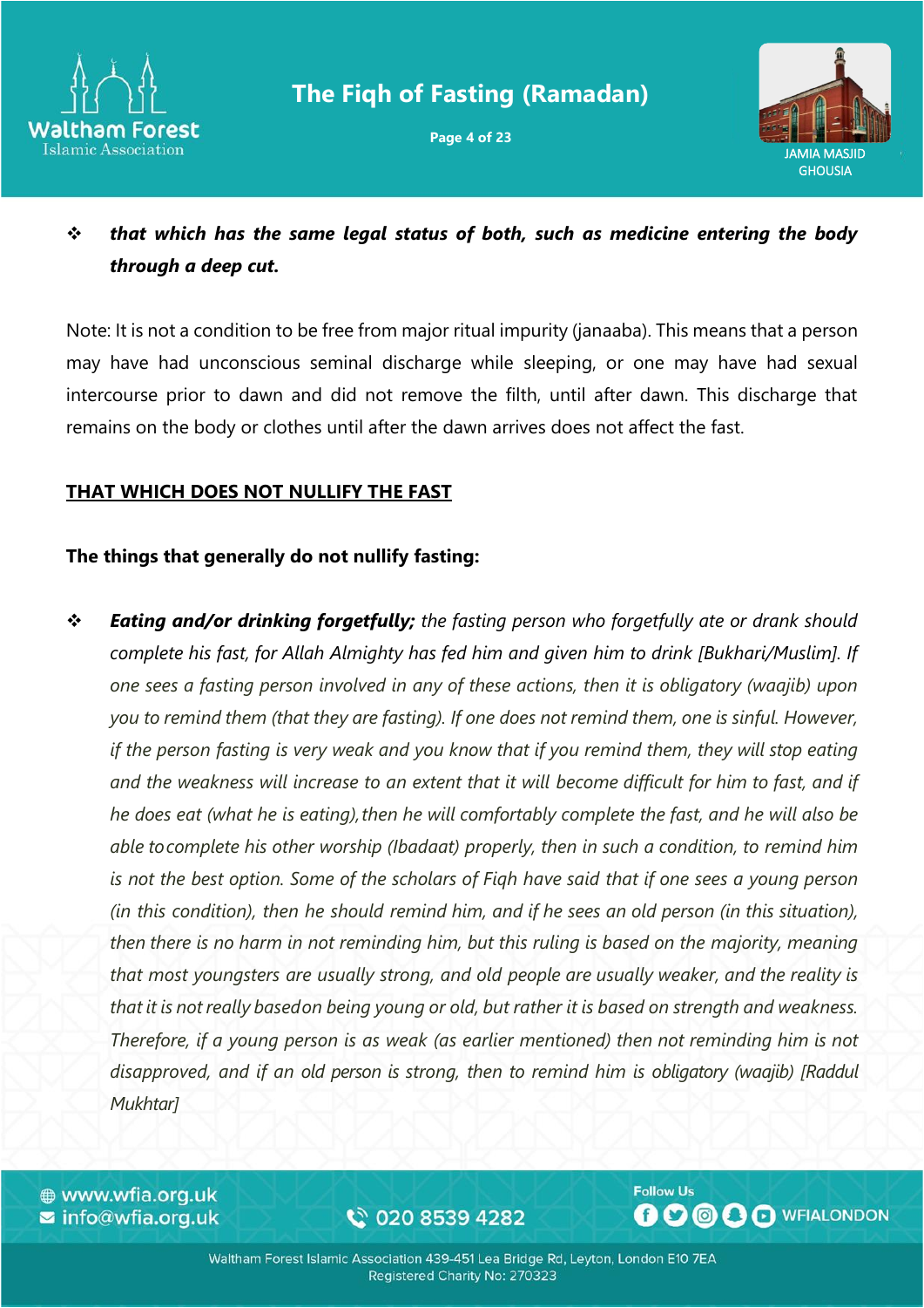- ***that which has the same legal status of both, such as medicine entering the body through a deep cut.***

Note: It is not a condition to be free from major ritual impurity (janaaba). This means that a person may have had unconscious seminal discharge while sleeping, or one may have had sexual intercourse prior to dawn and did not remove the filth, until after dawn. This discharge that remains on the body or clothes until after the dawn arrives does not affect the fast.

## THAT WHICH DOES NOT NULLIFY THE FAST

**The things that generally do not nullify fasting:**

- ***Eating and/or drinking forgetfully;*** *the fasting person who forgetfully ate or drank should complete his fast, for Allah Almighty has fed him and given him to drink [Bukhari/Muslim]. If one sees a fasting person involved in any of these actions, then it is obligatory (waajib) upon you to remind them (that they are fasting). If one does not remind them, one is sinful. However, if the person fasting is very weak and you know that if you remind them, they will stop eating and the weakness will increase to an extent that it will become difficult for him to fast, and if he does eat (what he is eating), then he will comfortably complete the fast, and he will also be able to complete his other worship (Ibadaat) properly, then in such a condition, to remind him is not the best option. Some of the scholars of Fiqh have said that if one sees a young person (in this condition), then he should remind him, and if he sees an old person (in this situation), then there is no harm in not reminding him, but this ruling is based on the majority, meaning that most youngsters are usually strong, and old people are usually weaker, and the reality is that it is not really based on being young or old, but rather it is based on strength and weakness. Therefore, if a young person is as weak (as earlier mentioned) then not reminding him is not disapproved, and if an old person is strong, then to remind him is obligatory (waajib) [Raddul Mukhtar]*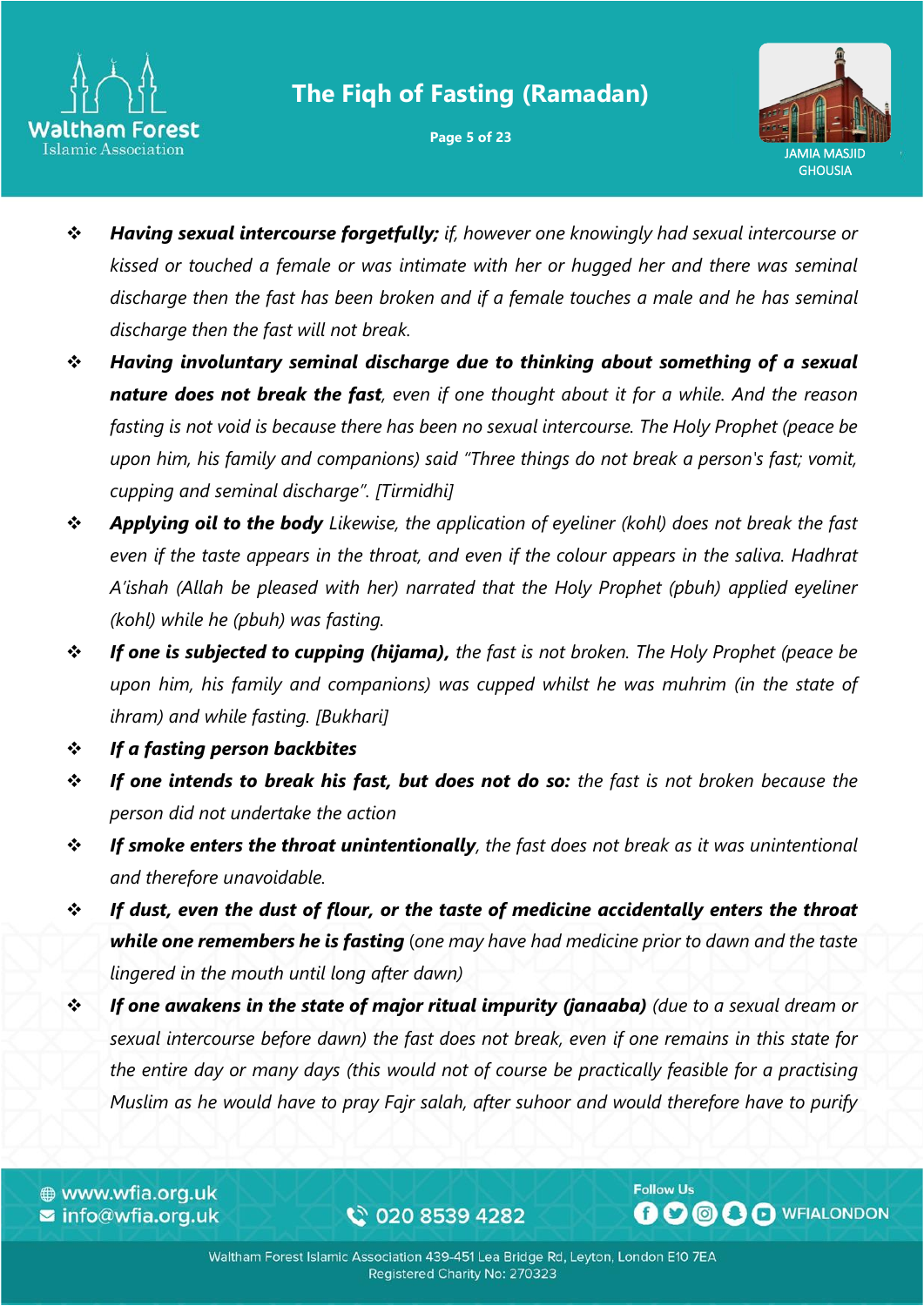- ***Having sexual intercourse forgetfully;*** *if, however one knowingly had sexual intercourse or kissed or touched a female or was intimate with her or hugged her and there was seminal discharge then the fast has been broken and if a female touches a male and he has seminal discharge then the fast will not break.*
- ***Having involuntary seminal discharge due to thinking about something of a sexual nature does not break the fast****, even if one thought about it for a while. And the reason fasting is not void is because there has been no sexual intercourse. The Holy Prophet (peace be upon him, his family and companions) said "Three things do not break a person's fast; vomit, cupping and seminal discharge". [Tirmidhi]*
- ***Applying oil to the body*** *Likewise, the application of eyeliner (kohl) does not break the fast even if the taste appears in the throat, and even if the colour appears in the saliva. Hadhrat A'ishah (Allah be pleased with her) narrated that the Holy Prophet (pbuh) applied eyeliner (kohl) while he (pbuh) was fasting.*
- ***If one is subjected to cupping (hijama),*** *the fast is not broken. The Holy Prophet (peace be upon him, his family and companions) was cupped whilst he was muhrim (in the state of ihram) and while fasting. [Bukhari]*
- ***If a fasting person backbites***
- ***If one intends to break his fast, but does not do so:*** *the fast is not broken because the person did not undertake the action*
- ***If smoke enters the throat unintentionally****, the fast does not break as it was unintentional and therefore unavoidable.*
- ***If dust, even the dust of flour, or the taste of medicine accidentally enters the throat while one remembers he is fasting*** *(one may have had medicine prior to dawn and the taste lingered in the mouth until long after dawn)*
- ***If one awakens in the state of major ritual impurity (janaaba)*** *(due to a sexual dream or sexual intercourse before dawn) the fast does not break, even if one remains in this state for the entire day or many days (this would not of course be practically feasible for a practising Muslim as he would have to pray Fajr salah, after suhoor and would therefore have to purify*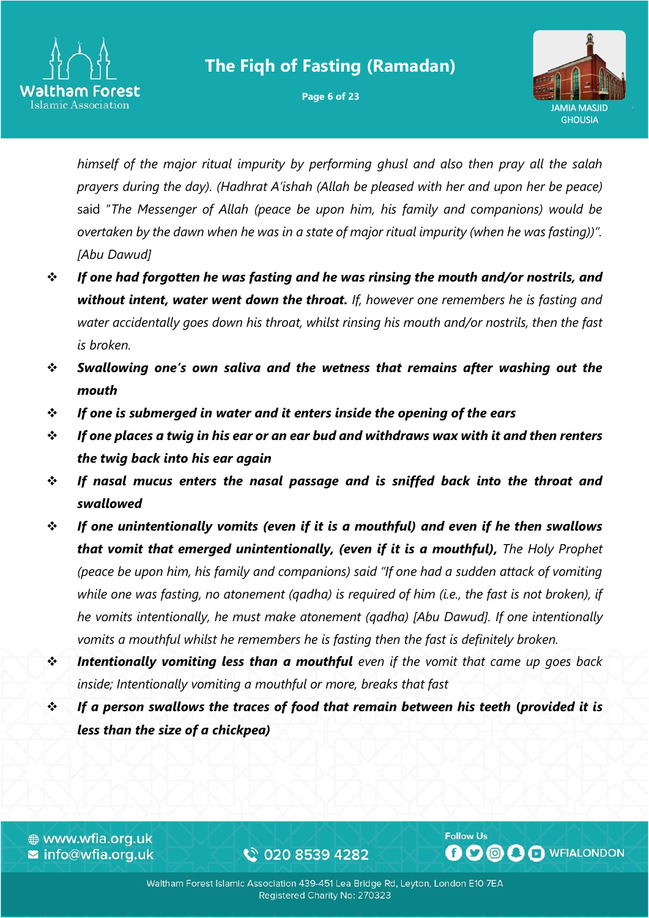*himself of the major ritual impurity by performing ghusl and also then pray all the salah prayers during the day). (Hadhrat A'ishah (Allah be pleased with her and upon her be peace)* said "*The Messenger of Allah (peace be upon him, his family and companions) would be overtaken by the dawn when he was in a state of major ritual impurity (when he was fasting))". [Abu Dawud]*

- ***If one had forgotten he was fasting and he was rinsing the mouth and/or nostrils, and without intent, water went down the throat.*** *If, however one remembers he is fasting and water accidentally goes down his throat, whilst rinsing his mouth and/or nostrils, then the fast is broken.*
- ***Swallowing one's own saliva and the wetness that remains after washing out the mouth***
- ***If one is submerged in water and it enters inside the opening of the ears***
- ***If one places a twig in his ear or an ear bud and withdraws wax with it and then renters the twig back into his ear again***
- ***If nasal mucus enters the nasal passage and is sniffed back into the throat and swallowed***
- ***If one unintentionally vomits (even if it is a mouthful) and even if he then swallows that vomit that emerged unintentionally, (even if it is a mouthful),*** *The Holy Prophet (peace be upon him, his family and companions) said "If one had a sudden attack of vomiting while one was fasting, no atonement (qadha) is required of him (i.e., the fast is not broken), if he vomits intentionally, he must make atonement (qadha) [Abu Dawud]. If one intentionally vomits a mouthful whilst he remembers he is fasting then the fast is definitely broken.*
- ***Intentionally vomiting less than a mouthful*** *even if the vomit that came up goes back inside; Intentionally vomiting a mouthful or more, breaks that fast*
- ***If a person swallows the traces of food that remain between his teeth (provided it is less than the size of a chickpea)***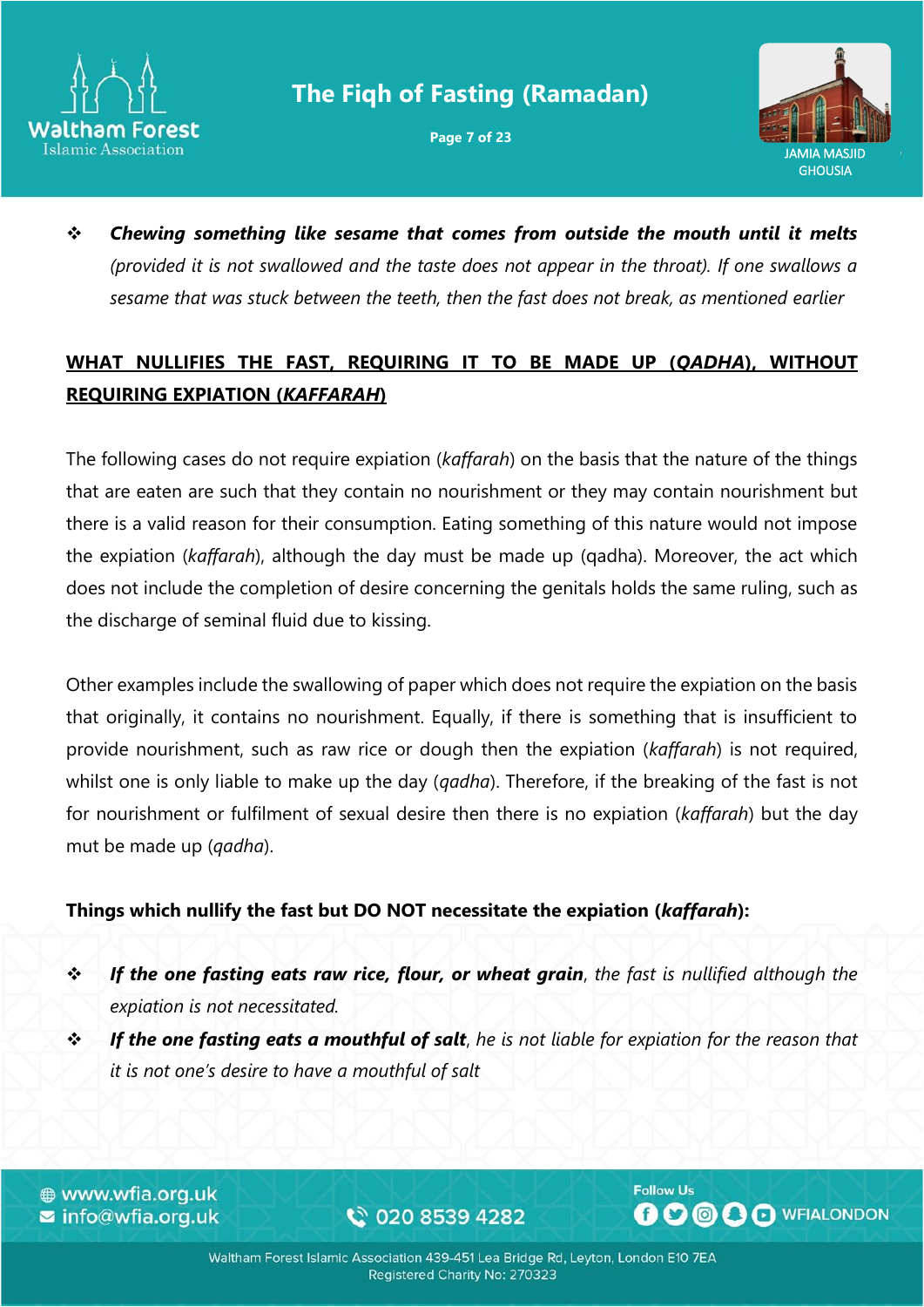- ***Chewing something like sesame that comes from outside the mouth until it melts*** *(provided it is not swallowed and the taste does not appear in the throat). If one swallows a sesame that was stuck between the teeth, then the fast does not break, as mentioned earlier*

## **WHAT NULLIFIES THE FAST, REQUIRING IT TO BE MADE UP (*QADHA*), WITHOUT REQUIRING EXPIATION (*KAFFARAH*)**

The following cases do not require expiation (*kaffarah*) on the basis that the nature of the things that are eaten are such that they contain no nourishment or they may contain nourishment but there is a valid reason for their consumption. Eating something of this nature would not impose the expiation (*kaffarah*), although the day must be made up (qadha). Moreover, the act which does not include the completion of desire concerning the genitals holds the same ruling, such as the discharge of seminal fluid due to kissing.

Other examples include the swallowing of paper which does not require the expiation on the basis that originally, it contains no nourishment. Equally, if there is something that is insufficient to provide nourishment, such as raw rice or dough then the expiation (*kaffarah*) is not required, whilst one is only liable to make up the day (*qadha*). Therefore, if the breaking of the fast is not for nourishment or fulfilment of sexual desire then there is no expiation (*kaffarah*) but the day mut be made up (*qadha*).

**Things which nullify the fast but DO NOT necessitate the expiation (*kaffarah*):**

- ***If the one fasting eats raw rice, flour, or wheat grain****, the fast is nullified although the expiation is not necessitated.*
- ***If the one fasting eats a mouthful of salt****, he is not liable for expiation for the reason that it is not one's desire to have a mouthful of salt*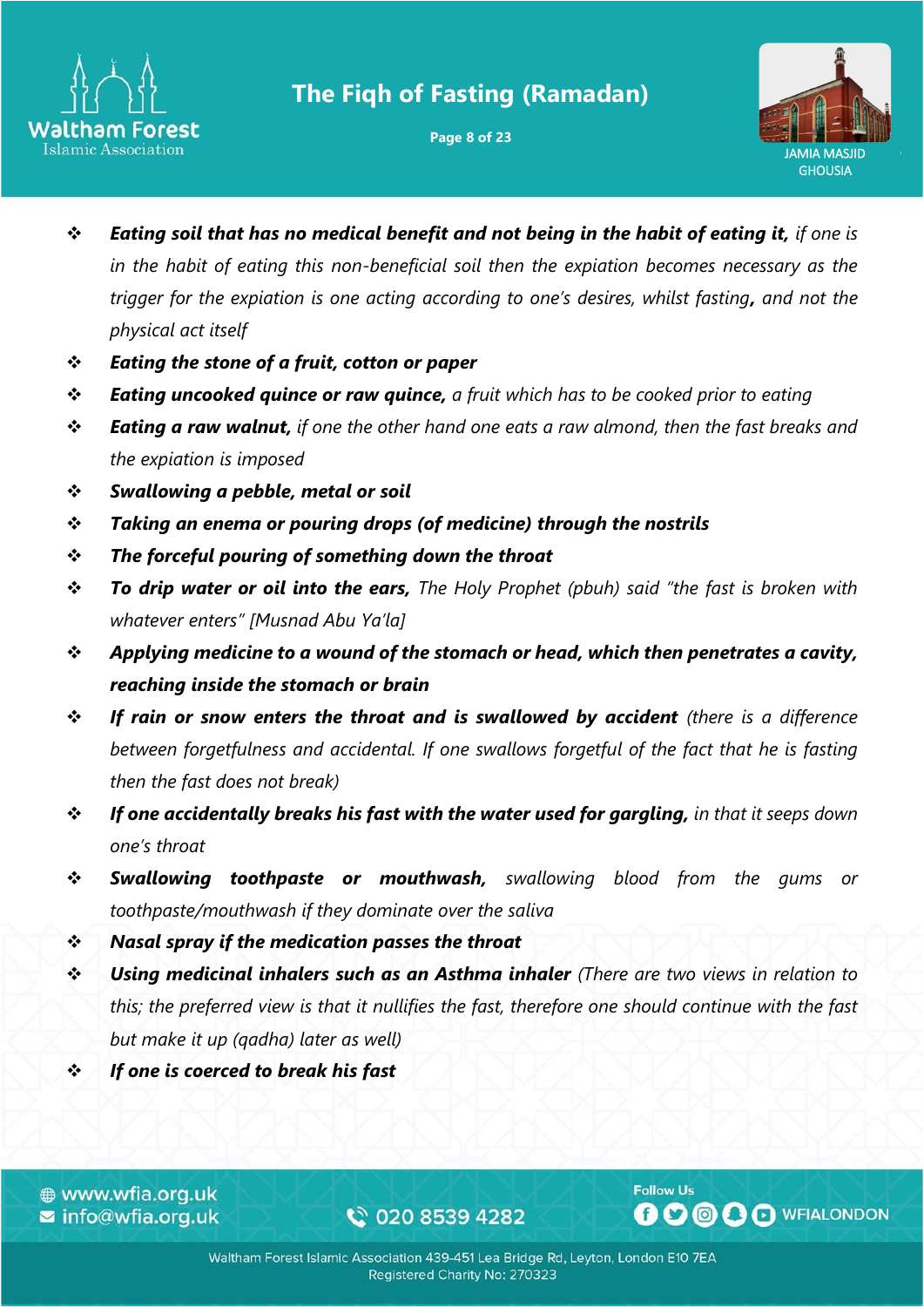- ***Eating soil that has no medical benefit and not being in the habit of eating it,*** *if one is in the habit of eating this non-beneficial soil then the expiation becomes necessary as the trigger for the expiation is one acting according to one's desires, whilst fasting, and not the physical act itself*
- ***Eating the stone of a fruit, cotton or paper***
- ***Eating uncooked quince or raw quince,*** *a fruit which has to be cooked prior to eating*
- ***Eating a raw walnut,*** *if one the other hand one eats a raw almond, then the fast breaks and the expiation is imposed*
- ***Swallowing a pebble, metal or soil***
- ***Taking an enema or pouring drops (of medicine) through the nostrils***
- ***The forceful pouring of something down the throat***
- ***To drip water or oil into the ears,*** *The Holy Prophet (pbuh) said "the fast is broken with whatever enters" [Musnad Abu Ya'la]*
- ***Applying medicine to a wound of the stomach or head, which then penetrates a cavity, reaching inside the stomach or brain***
- ***If rain or snow enters the throat and is swallowed by accident*** *(there is a difference between forgetfulness and accidental. If one swallows forgetful of the fact that he is fasting then the fast does not break)*
- ***If one accidentally breaks his fast with the water used for gargling,*** *in that it seeps down one's throat*
- ***Swallowing toothpaste or mouthwash,*** *swallowing blood from the gums or toothpaste/mouthwash if they dominate over the saliva*
- ***Nasal spray if the medication passes the throat***
- ***Using medicinal inhalers such as an Asthma inhaler*** *(There are two views in relation to this; the preferred view is that it nullifies the fast, therefore one should continue with the fast but make it up (qadha) later as well)*
- ***If one is coerced to break his fast***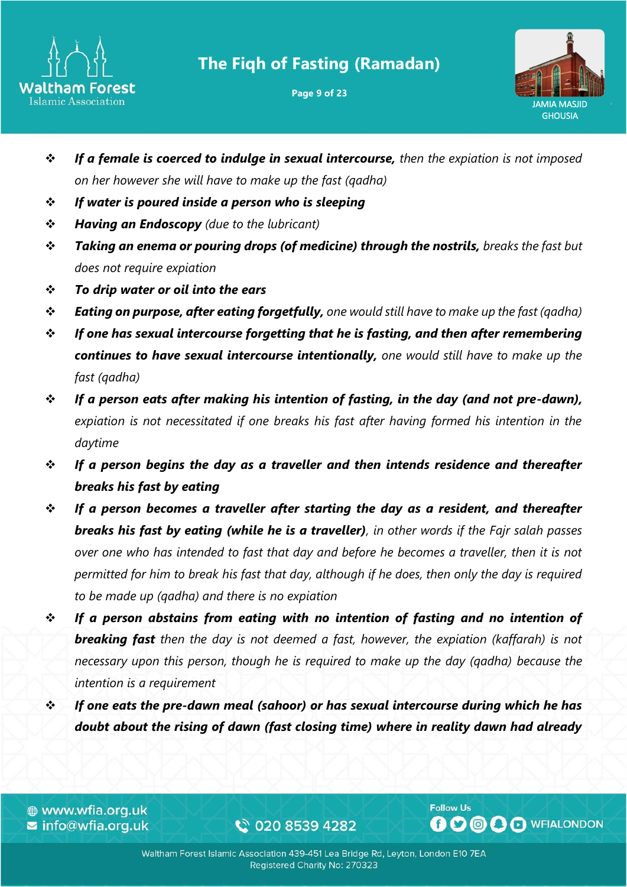- ***If a female is coerced to indulge in sexual intercourse,*** *then the expiation is not imposed on her however she will have to make up the fast (qadha)*
- ***If water is poured inside a person who is sleeping***
- ***Having an Endoscopy*** *(due to the lubricant)*
- ***Taking an enema or pouring drops (of medicine) through the nostrils,*** *breaks the fast but does not require expiation*
- ***To drip water or oil into the ears***
- ***Eating on purpose, after eating forgetfully,*** *one would still have to make up the fast (qadha)*
- ***If one has sexual intercourse forgetting that he is fasting, and then after remembering continues to have sexual intercourse intentionally,*** *one would still have to make up the fast (qadha)*
- ***If a person eats after making his intention of fasting, in the day (and not pre-dawn),*** *expiation is not necessitated if one breaks his fast after having formed his intention in the daytime*
- ***If a person begins the day as a traveller and then intends residence and thereafter breaks his fast by eating***
- ***If a person becomes a traveller after starting the day as a resident, and thereafter breaks his fast by eating (while he is a traveller)****, in other words if the Fajr salah passes over one who has intended to fast that day and before he becomes a traveller, then it is not permitted for him to break his fast that day, although if he does, then only the day is required to be made up (qadha) and there is no expiation*
- ***If a person abstains from eating with no intention of fasting and no intention of breaking fast*** *then the day is not deemed a fast, however, the expiation (kaffarah) is not necessary upon this person, though he is required to make up the day (qadha) because the intention is a requirement*
- ***If one eats the pre-dawn meal (sahoor) or has sexual intercourse during which he has doubt about the rising of dawn (fast closing time) where in reality dawn had already***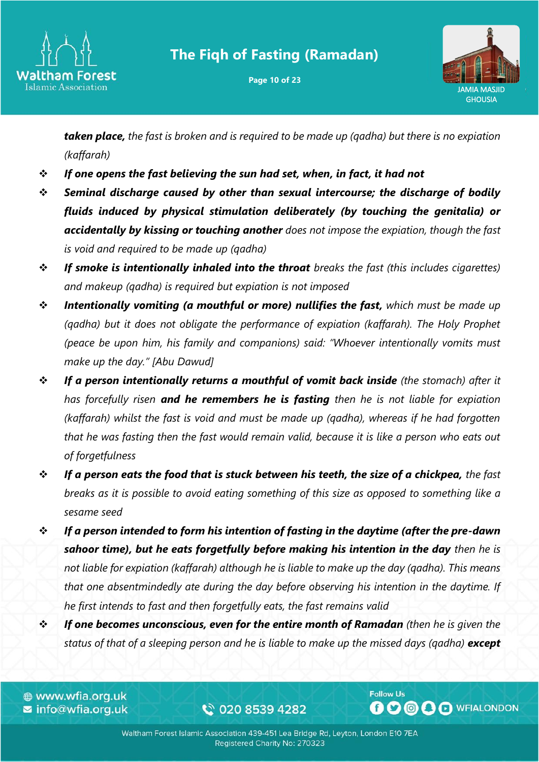***taken place,*** *the fast is broken and is required to be made up (qadha) but there is no expiation (kaffarah)*

- ***If one opens the fast believing the sun had set, when, in fact, it had not***
- ***Seminal discharge caused by other than sexual intercourse; the discharge of bodily fluids induced by physical stimulation deliberately (by touching the genitalia) or accidentally by kissing or touching another*** *does not impose the expiation, though the fast is void and required to be made up (qadha)*
- ***If smoke is intentionally inhaled into the throat*** *breaks the fast (this includes cigarettes) and makeup (qadha) is required but expiation is not imposed*
- ***Intentionally vomiting (a mouthful or more) nullifies the fast,*** *which must be made up (qadha) but it does not obligate the performance of expiation (kaffarah). The Holy Prophet (peace be upon him, his family and companions) said: "Whoever intentionally vomits must make up the day." [Abu Dawud]*
- ***If a person intentionally returns a mouthful of vomit back inside*** *(the stomach) after it has forcefully risen* ***and he remembers he is fasting*** *then he is not liable for expiation (kaffarah) whilst the fast is void and must be made up (qadha), whereas if he had forgotten that he was fasting then the fast would remain valid, because it is like a person who eats out of forgetfulness*
- ***If a person eats the food that is stuck between his teeth, the size of a chickpea,*** *the fast breaks as it is possible to avoid eating something of this size as opposed to something like a sesame seed*
- ***If a person intended to form his intention of fasting in the daytime (after the pre-dawn sahoor time), but he eats forgetfully before making his intention in the day*** *then he is not liable for expiation (kaffarah) although he is liable to make up the day (qadha). This means that one absentmindedly ate during the day before observing his intention in the daytime. If he first intends to fast and then forgetfully eats, the fast remains valid*
- ***If one becomes unconscious, even for the entire month of Ramadan*** *(then he is given the status of that of a sleeping person and he is liable to make up the missed days (qadha)* ***except***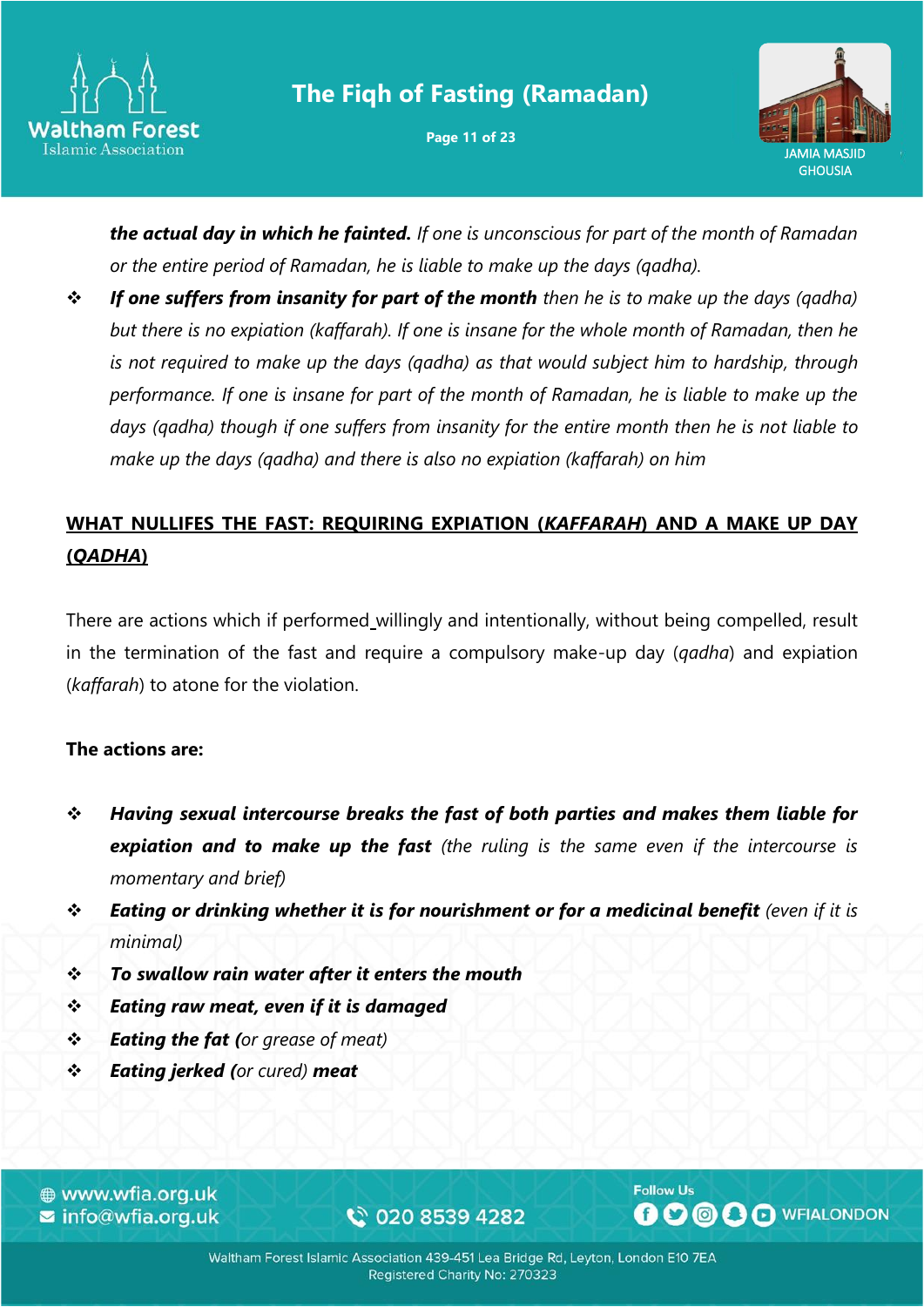***the actual day in which he fainted.*** *If one is unconscious for part of the month of Ramadan or the entire period of Ramadan, he is liable to make up the days (qadha).*

- ***If one suffers from insanity for part of the month*** *then he is to make up the days (qadha) but there is no expiation (kaffarah). If one is insane for the whole month of Ramadan, then he is not required to make up the days (qadha) as that would subject him to hardship, through performance. If one is insane for part of the month of Ramadan, he is liable to make up the days (qadha) though if one suffers from insanity for the entire month then he is not liable to make up the days (qadha) and there is also no expiation (kaffarah) on him*

## <u>WHAT NULLIFES THE FAST: REQUIRING EXPIATION (*KAFFARAH*) AND A MAKE UP DAY (*QADHA*)</u>

There are actions which if performed willingly and intentionally, without being compelled, result in the termination of the fast and require a compulsory make-up day (*qadha*) and expiation (*kaffarah*) to atone for the violation.

**The actions are:**

- ***Having sexual intercourse breaks the fast of both parties and makes them liable for expiation and to make up the fast*** *(the ruling is the same even if the intercourse is momentary and brief)*
- ***Eating or drinking whether it is for nourishment or for a medicinal benefit*** *(even if it is minimal)*
- ***To swallow rain water after it enters the mouth***
- ***Eating raw meat, even if it is damaged***
- ***Eating the fat (****or grease of meat)*
- ***Eating jerked (****or cured)* ***meat***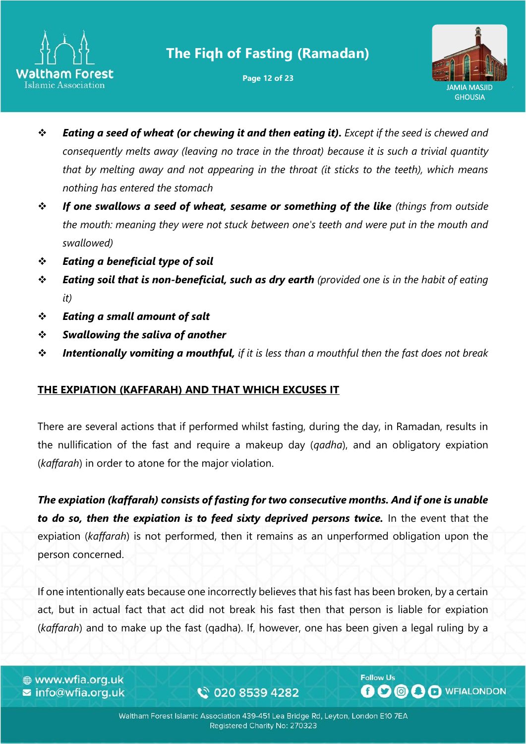- ***Eating a seed of wheat (or chewing it and then eating it).*** *Except if the seed is chewed and consequently melts away (leaving no trace in the throat) because it is such a trivial quantity that by melting away and not appearing in the throat (it sticks to the teeth), which means nothing has entered the stomach*
- ***If one swallows a seed of wheat, sesame or something of the like*** *(things from outside the mouth: meaning they were not stuck between one's teeth and were put in the mouth and swallowed)*
- ***Eating a beneficial type of soil***
- ***Eating soil that is non-beneficial, such as dry earth*** *(provided one is in the habit of eating it)*
- ***Eating a small amount of salt***
- ***Swallowing the saliva of another***
- ***Intentionally vomiting a mouthful,*** *if it is less than a mouthful then the fast does not break*

## THE EXPIATION (KAFFARAH) AND THAT WHICH EXCUSES IT

There are several actions that if performed whilst fasting, during the day, in Ramadan, results in the nullification of the fast and require a makeup day (*qadha*), and an obligatory expiation (*kaffarah*) in order to atone for the major violation.

***The expiation (kaffarah) consists of fasting for two consecutive months. And if one is unable to do so, then the expiation is to feed sixty deprived persons twice.*** In the event that the expiation (*kaffarah*) is not performed, then it remains as an unperformed obligation upon the person concerned.

If one intentionally eats because one incorrectly believes that his fast has been broken, by a certain act, but in actual fact that act did not break his fast then that person is liable for expiation (*kaffarah*) and to make up the fast (qadha). If, however, one has been given a legal ruling by a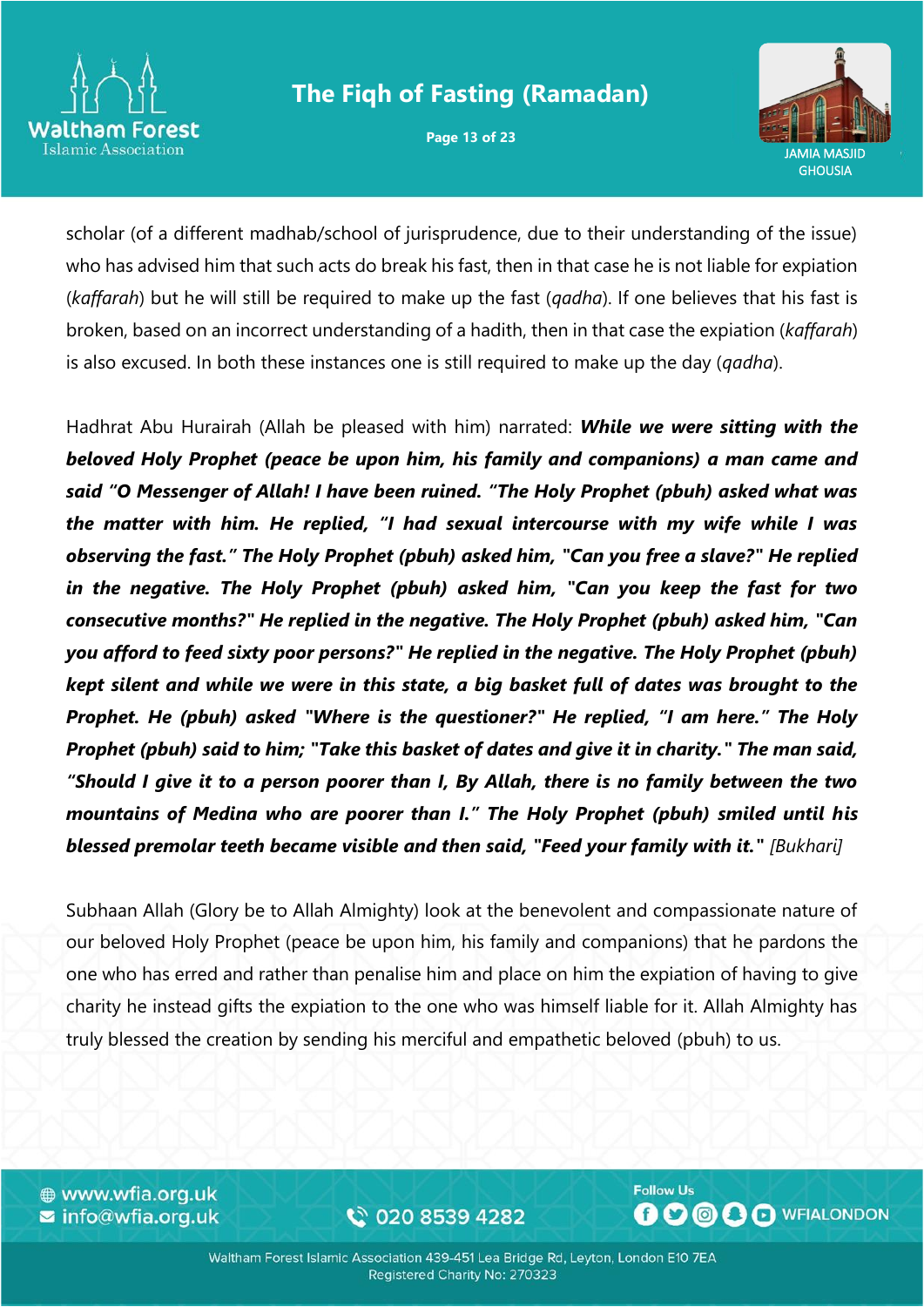scholar (of a different madhab/school of jurisprudence, due to their understanding of the issue) who has advised him that such acts do break his fast, then in that case he is not liable for expiation (*kaffarah*) but he will still be required to make up the fast (*qadha*). If one believes that his fast is broken, based on an incorrect understanding of a hadith, then in that case the expiation (*kaffarah*) is also excused. In both these instances one is still required to make up the day (*qadha*).

Hadhrat Abu Hurairah (Allah be pleased with him) narrated: ***While we were sitting with the beloved Holy Prophet (peace be upon him, his family and companions) a man came and said "O Messenger of Allah! I have been ruined. "The Holy Prophet (pbuh) asked what was the matter with him. He replied, "I had sexual intercourse with my wife while I was observing the fast." The Holy Prophet (pbuh) asked him, "Can you free a slave?" He replied in the negative. The Holy Prophet (pbuh) asked him, "Can you keep the fast for two consecutive months?" He replied in the negative. The Holy Prophet (pbuh) asked him, "Can you afford to feed sixty poor persons?" He replied in the negative. The Holy Prophet (pbuh) kept silent and while we were in this state, a big basket full of dates was brought to the Prophet. He (pbuh) asked "Where is the questioner?" He replied, "I am here." The Holy Prophet (pbuh) said to him; "Take this basket of dates and give it in charity." The man said, "Should I give it to a person poorer than I, By Allah, there is no family between the two mountains of Medina who are poorer than I." The Holy Prophet (pbuh) smiled until his blessed premolar teeth became visible and then said, "Feed your family with it."*** *[Bukhari]*

Subhaan Allah (Glory be to Allah Almighty) look at the benevolent and compassionate nature of our beloved Holy Prophet (peace be upon him, his family and companions) that he pardons the one who has erred and rather than penalise him and place on him the expiation of having to give charity he instead gifts the expiation to the one who was himself liable for it. Allah Almighty has truly blessed the creation by sending his merciful and empathetic beloved (pbuh) to us.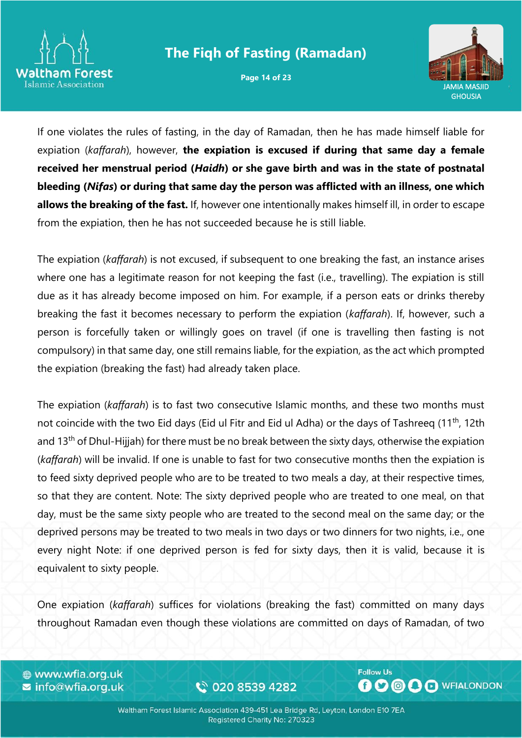If one violates the rules of fasting, in the day of Ramadan, then he has made himself liable for expiation (*kaffarah*), however, **the expiation is excused if during that same day a female received her menstrual period (*Haidh*) or she gave birth and was in the state of postnatal bleeding (*Nifas*) or during that same day the person was afflicted with an illness, one which allows the breaking of the fast.** If, however one intentionally makes himself ill, in order to escape from the expiation, then he has not succeeded because he is still liable.

The expiation (*kaffarah*) is not excused, if subsequent to one breaking the fast, an instance arises where one has a legitimate reason for not keeping the fast (i.e., travelling). The expiation is still due as it has already become imposed on him. For example, if a person eats or drinks thereby breaking the fast it becomes necessary to perform the expiation (*kaffarah*). If, however, such a person is forcefully taken or willingly goes on travel (if one is travelling then fasting is not compulsory) in that same day, one still remains liable, for the expiation, as the act which prompted the expiation (breaking the fast) had already taken place.

The expiation (*kaffarah*) is to fast two consecutive Islamic months, and these two months must not coincide with the two Eid days (Eid ul Fitr and Eid ul Adha) or the days of Tashreeq (11th, 12th and 13th of Dhul-Hijjah) for there must be no break between the sixty days, otherwise the expiation (*kaffarah*) will be invalid. If one is unable to fast for two consecutive months then the expiation is to feed sixty deprived people who are to be treated to two meals a day, at their respective times, so that they are content. Note: The sixty deprived people who are treated to one meal, on that day, must be the same sixty people who are treated to the second meal on the same day; or the deprived persons may be treated to two meals in two days or two dinners for two nights, i.e., one every night Note: if one deprived person is fed for sixty days, then it is valid, because it is equivalent to sixty people.

One expiation (*kaffarah*) suffices for violations (breaking the fast) committed on many days throughout Ramadan even though these violations are committed on days of Ramadan, of two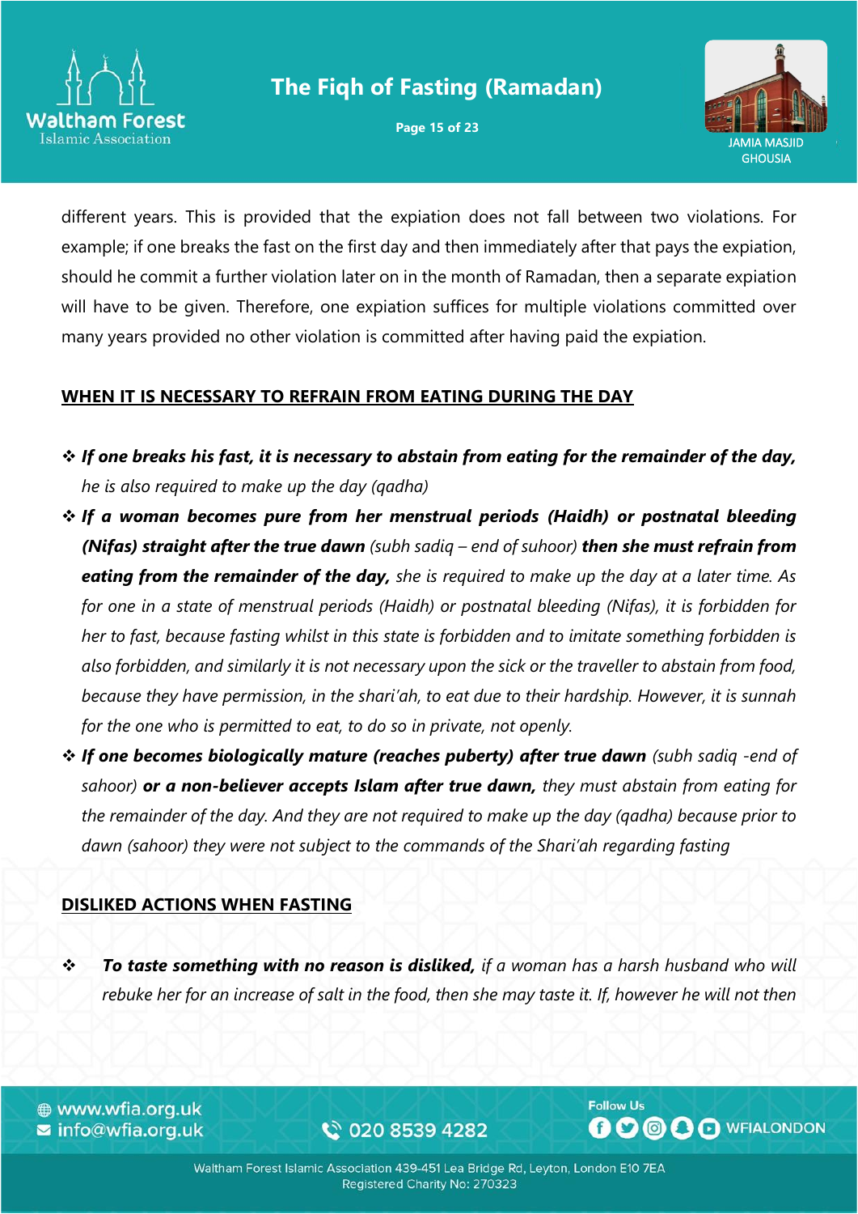different years. This is provided that the expiation does not fall between two violations. For example; if one breaks the fast on the first day and then immediately after that pays the expiation, should he commit a further violation later on in the month of Ramadan, then a separate expiation will have to be given. Therefore, one expiation suffices for multiple violations committed over many years provided no other violation is committed after having paid the expiation.

## WHEN IT IS NECESSARY TO REFRAIN FROM EATING DURING THE DAY

- ***If one breaks his fast, it is necessary to abstain from eating for the remainder of the day,*** *he is also required to make up the day (qadha)*
- ***If a woman becomes pure from her menstrual periods (Haidh) or postnatal bleeding (Nifas) straight after the true dawn*** *(subh sadiq – end of suhoor)* ***then she must refrain from eating from the remainder of the day,*** *she is required to make up the day at a later time. As for one in a state of menstrual periods (Haidh) or postnatal bleeding (Nifas), it is forbidden for her to fast, because fasting whilst in this state is forbidden and to imitate something forbidden is also forbidden, and similarly it is not necessary upon the sick or the traveller to abstain from food, because they have permission, in the shari'ah, to eat due to their hardship. However, it is sunnah for the one who is permitted to eat, to do so in private, not openly.*
- ***If one becomes biologically mature (reaches puberty) after true dawn*** *(subh sadiq -end of sahoor)* ***or a non-believer accepts Islam after true dawn,*** *they must abstain from eating for the remainder of the day. And they are not required to make up the day (qadha) because prior to dawn (sahoor) they were not subject to the commands of the Shari'ah regarding fasting*

## DISLIKED ACTIONS WHEN FASTING

- ***To taste something with no reason is disliked,*** *if a woman has a harsh husband who will rebuke her for an increase of salt in the food, then she may taste it. If, however he will not then*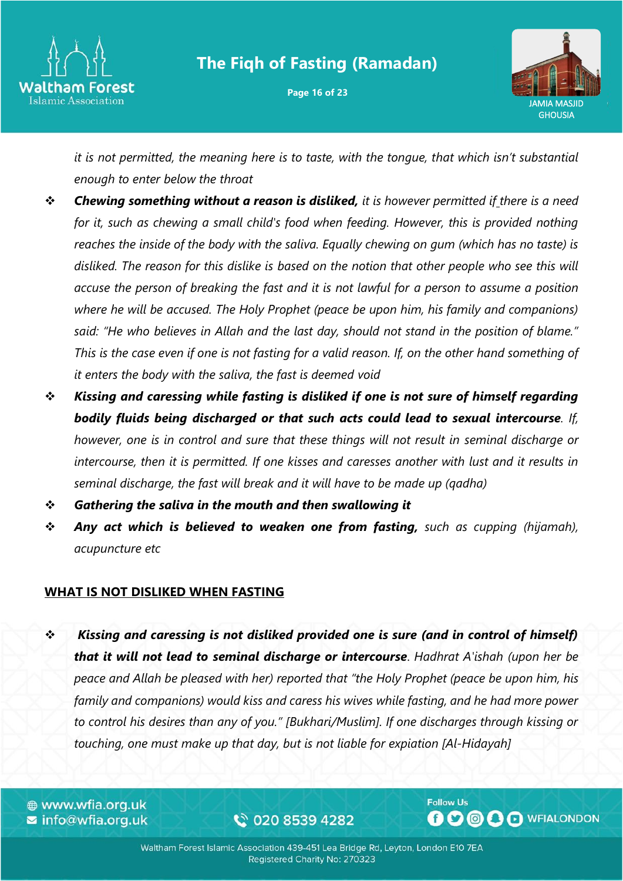*it is not permitted, the meaning here is to taste, with the tongue, that which isn't substantial enough to enter below the throat*

- ***Chewing something without a reason is disliked,*** *it is however permitted if there is a need for it, such as chewing a small child's food when feeding. However, this is provided nothing reaches the inside of the body with the saliva. Equally chewing on gum (which has no taste) is disliked. The reason for this dislike is based on the notion that other people who see this will accuse the person of breaking the fast and it is not lawful for a person to assume a position where he will be accused. The Holy Prophet (peace be upon him, his family and companions) said: "He who believes in Allah and the last day, should not stand in the position of blame." This is the case even if one is not fasting for a valid reason. If, on the other hand something of it enters the body with the saliva, the fast is deemed void*
- ***Kissing and caressing while fasting is disliked if one is not sure of himself regarding bodily fluids being discharged or that such acts could lead to sexual intercourse****. If, however, one is in control and sure that these things will not result in seminal discharge or intercourse, then it is permitted. If one kisses and caresses another with lust and it results in seminal discharge, the fast will break and it will have to be made up (qadha)*
- ***Gathering the saliva in the mouth and then swallowing it***
- ***Any act which is believed to weaken one from fasting,*** *such as cupping (hijamah), acupuncture etc*

## WHAT IS NOT DISLIKED WHEN FASTING

- ***Kissing and caressing is not disliked provided one is sure (and in control of himself) that it will not lead to seminal discharge or intercourse****. Hadhrat A'ishah (upon her be peace and Allah be pleased with her) reported that "the Holy Prophet (peace be upon him, his family and companions) would kiss and caress his wives while fasting, and he had more power to control his desires than any of you." [Bukhari/Muslim]. If one discharges through kissing or touching, one must make up that day, but is not liable for expiation [Al-Hidayah]*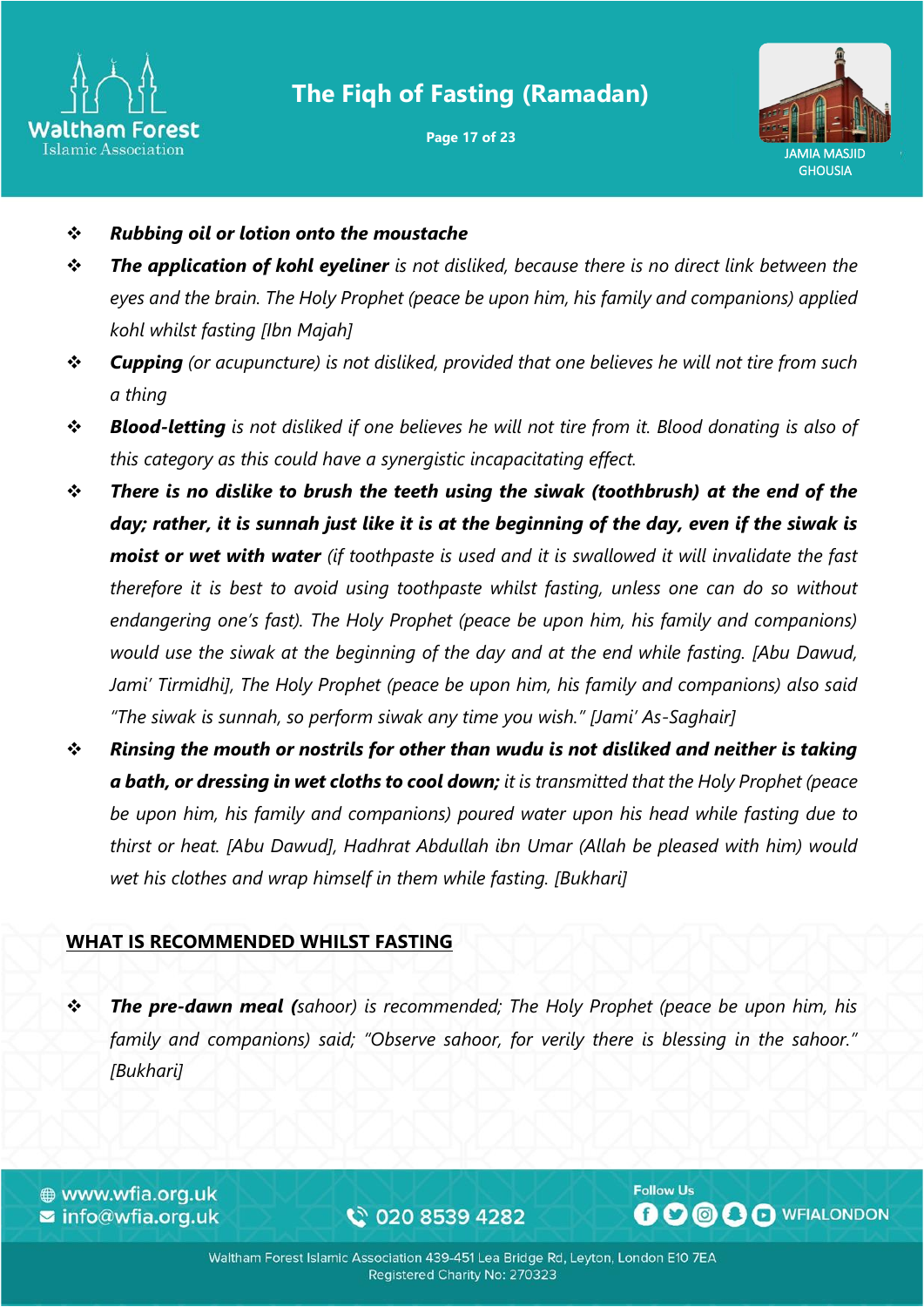- ***Rubbing oil or lotion onto the moustache***
- ***The application of kohl eyeliner*** *is not disliked, because there is no direct link between the eyes and the brain. The Holy Prophet (peace be upon him, his family and companions) applied kohl whilst fasting [Ibn Majah]*
- ***Cupping*** *(or acupuncture) is not disliked, provided that one believes he will not tire from such a thing*
- ***Blood-letting*** *is not disliked if one believes he will not tire from it. Blood donating is also of this category as this could have a synergistic incapacitating effect.*
- ***There is no dislike to brush the teeth using the siwak (toothbrush) at the end of the day; rather, it is sunnah just like it is at the beginning of the day, even if the siwak is moist or wet with water*** *(if toothpaste is used and it is swallowed it will invalidate the fast therefore it is best to avoid using toothpaste whilst fasting, unless one can do so without endangering one's fast). The Holy Prophet (peace be upon him, his family and companions) would use the siwak at the beginning of the day and at the end while fasting. [Abu Dawud, Jami' Tirmidhi], The Holy Prophet (peace be upon him, his family and companions) also said "The siwak is sunnah, so perform siwak any time you wish." [Jami' As-Saghair]*
- ***Rinsing the mouth or nostrils for other than wudu is not disliked and neither is taking a bath, or dressing in wet cloths to cool down;*** *it is transmitted that the Holy Prophet (peace be upon him, his family and companions) poured water upon his head while fasting due to thirst or heat. [Abu Dawud], Hadhrat Abdullah ibn Umar (Allah be pleased with him) would wet his clothes and wrap himself in them while fasting. [Bukhari]*

## WHAT IS RECOMMENDED WHILST FASTING

- ***The pre-dawn meal (****sahoor) is recommended; The Holy Prophet (peace be upon him, his family and companions) said; "Observe sahoor, for verily there is blessing in the sahoor." [Bukhari]*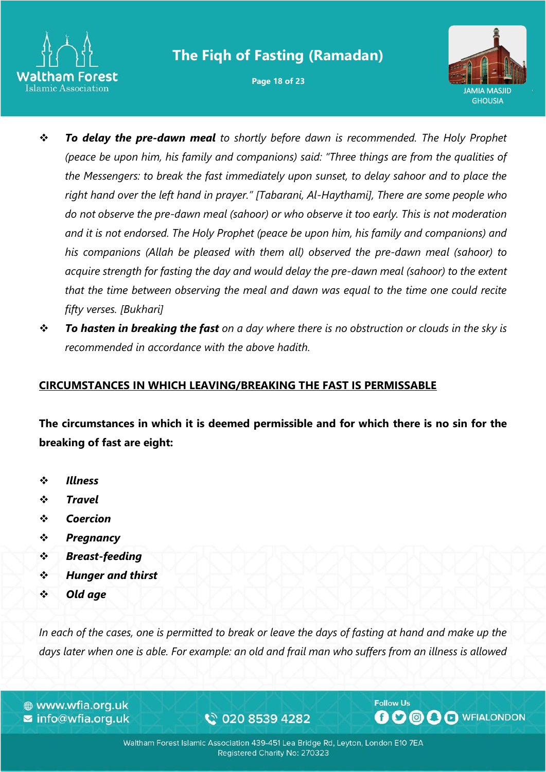- ***To delay the pre-dawn meal*** *to shortly before dawn is recommended. The Holy Prophet (peace be upon him, his family and companions) said: "Three things are from the qualities of the Messengers: to break the fast immediately upon sunset, to delay sahoor and to place the right hand over the left hand in prayer." [Tabarani, Al-Haythami], There are some people who do not observe the pre-dawn meal (sahoor) or who observe it too early. This is not moderation and it is not endorsed. The Holy Prophet (peace be upon him, his family and companions) and his companions (Allah be pleased with them all) observed the pre-dawn meal (sahoor) to acquire strength for fasting the day and would delay the pre-dawn meal (sahoor) to the extent that the time between observing the meal and dawn was equal to the time one could recite fifty verses. [Bukhari]*
- ***To hasten in breaking the fast*** *on a day where there is no obstruction or clouds in the sky is recommended in accordance with the above hadith.*

## CIRCUMSTANCES IN WHICH LEAVING/BREAKING THE FAST IS PERMISSABLE

**The circumstances in which it is deemed permissible and for which there is no sin for the breaking of fast are eight:**

- ***Illness***
- ***Travel***
- ***Coercion***
- ***Pregnancy***
- ***Breast-feeding***
- ***Hunger and thirst***
- ***Old age***

*In each of the cases, one is permitted to break or leave the days of fasting at hand and make up the days later when one is able. For example: an old and frail man who suffers from an illness is allowed*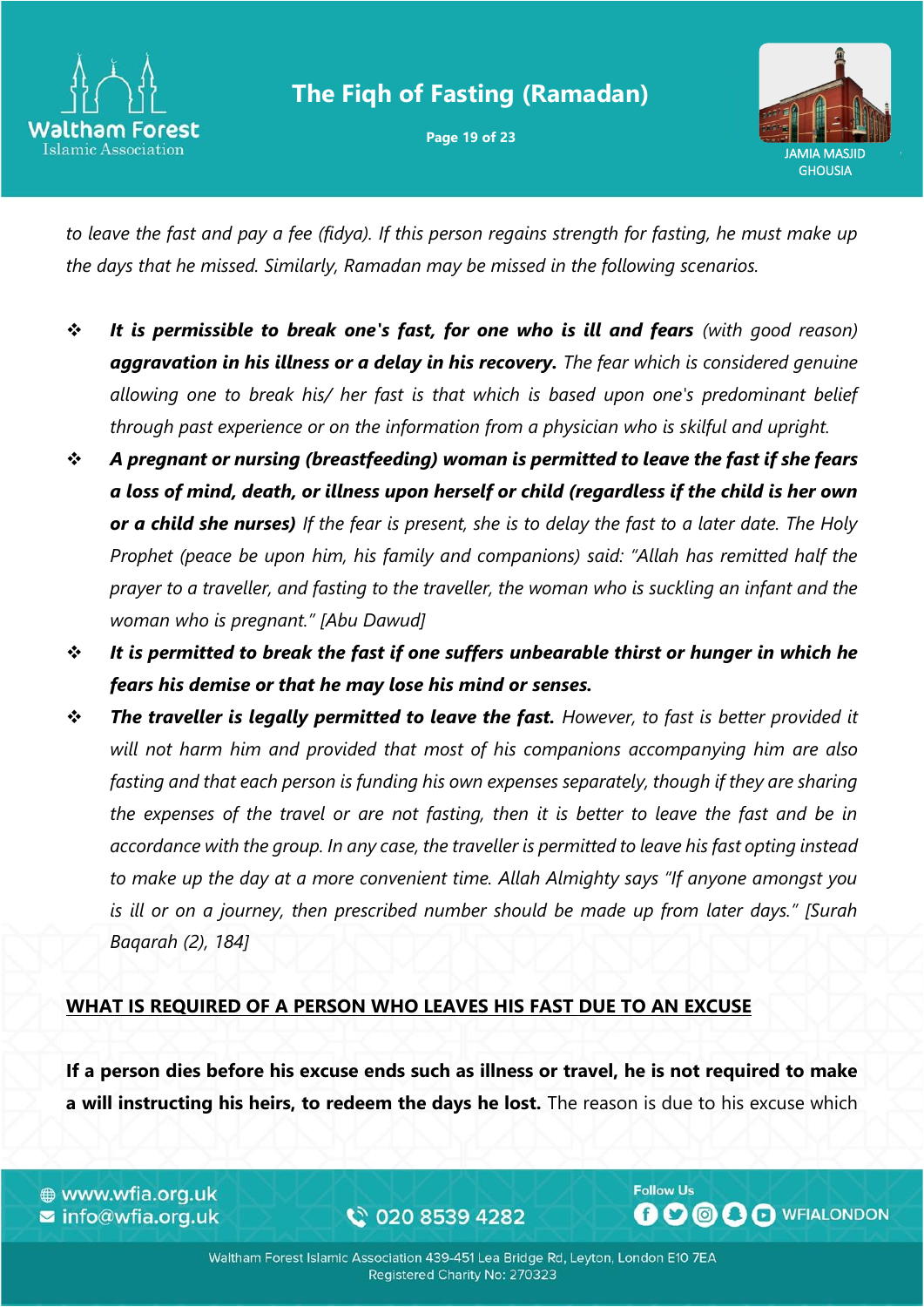*to leave the fast and pay a fee (fidya). If this person regains strength for fasting, he must make up the days that he missed. Similarly, Ramadan may be missed in the following scenarios.*

- ***It is permissible to break one's fast, for one who is ill and fears*** *(with good reason)* ***aggravation in his illness or a delay in his recovery.*** *The fear which is considered genuine allowing one to break his/ her fast is that which is based upon one's predominant belief through past experience or on the information from a physician who is skilful and upright.*
- ***A pregnant or nursing (breastfeeding) woman is permitted to leave the fast if she fears a loss of mind, death, or illness upon herself or child (regardless if the child is her own or a child she nurses)*** *If the fear is present, she is to delay the fast to a later date. The Holy Prophet (peace be upon him, his family and companions) said: "Allah has remitted half the prayer to a traveller, and fasting to the traveller, the woman who is suckling an infant and the woman who is pregnant." [Abu Dawud]*
- ***It is permitted to break the fast if one suffers unbearable thirst or hunger in which he fears his demise or that he may lose his mind or senses.***
- ***The traveller is legally permitted to leave the fast.*** *However, to fast is better provided it will not harm him and provided that most of his companions accompanying him are also fasting and that each person is funding his own expenses separately, though if they are sharing the expenses of the travel or are not fasting, then it is better to leave the fast and be in accordance with the group. In any case, the traveller is permitted to leave his fast opting instead to make up the day at a more convenient time. Allah Almighty says "If anyone amongst you is ill or on a journey, then prescribed number should be made up from later days." [Surah Baqarah (2), 184]*

## WHAT IS REQUIRED OF A PERSON WHO LEAVES HIS FAST DUE TO AN EXCUSE

**If a person dies before his excuse ends such as illness or travel, he is not required to make a will instructing his heirs, to redeem the days he lost.** The reason is due to his excuse which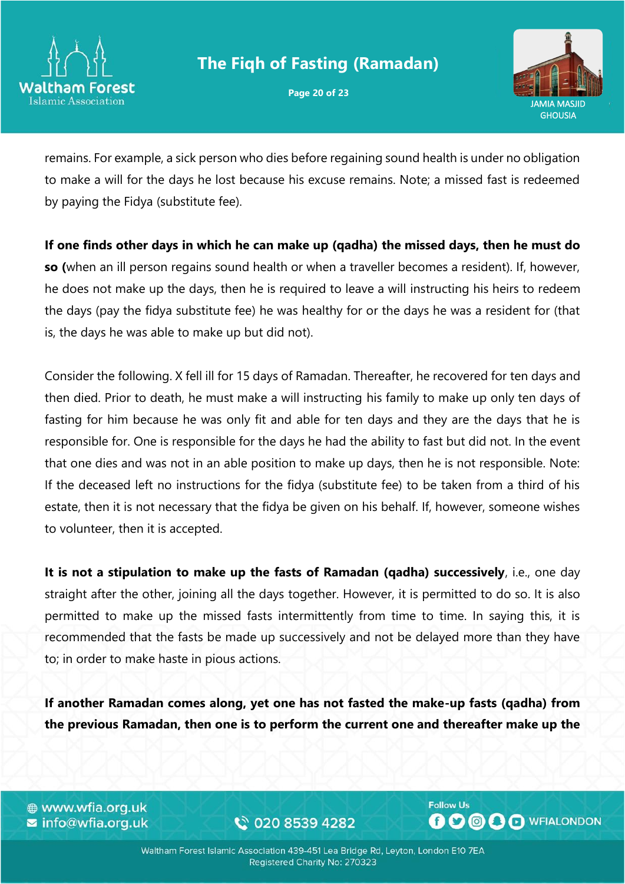remains. For example, a sick person who dies before regaining sound health is under no obligation to make a will for the days he lost because his excuse remains. Note; a missed fast is redeemed by paying the Fidya (substitute fee).

**If one finds other days in which he can make up (qadha) the missed days, then he must do so (**when an ill person regains sound health or when a traveller becomes a resident). If, however, he does not make up the days, then he is required to leave a will instructing his heirs to redeem the days (pay the fidya substitute fee) he was healthy for or the days he was a resident for (that is, the days he was able to make up but did not).

Consider the following. X fell ill for 15 days of Ramadan. Thereafter, he recovered for ten days and then died. Prior to death, he must make a will instructing his family to make up only ten days of fasting for him because he was only fit and able for ten days and they are the days that he is responsible for. One is responsible for the days he had the ability to fast but did not. In the event that one dies and was not in an able position to make up days, then he is not responsible. Note: If the deceased left no instructions for the fidya (substitute fee) to be taken from a third of his estate, then it is not necessary that the fidya be given on his behalf. If, however, someone wishes to volunteer, then it is accepted.

**It is not a stipulation to make up the fasts of Ramadan (qadha) successively**, i.e., one day straight after the other, joining all the days together. However, it is permitted to do so. It is also permitted to make up the missed fasts intermittently from time to time. In saying this, it is recommended that the fasts be made up successively and not be delayed more than they have to; in order to make haste in pious actions.

**If another Ramadan comes along, yet one has not fasted the make-up fasts (qadha) from the previous Ramadan, then one is to perform the current one and thereafter make up the**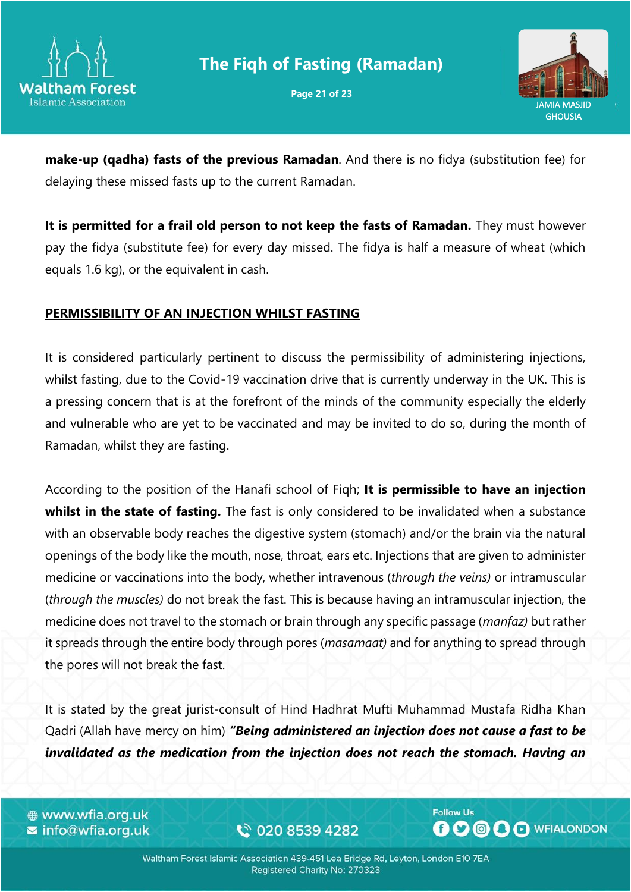**make-up (qadha) fasts of the previous Ramadan**. And there is no fidya (substitution fee) for delaying these missed fasts up to the current Ramadan.

**It is permitted for a frail old person to not keep the fasts of Ramadan.** They must however pay the fidya (substitute fee) for every day missed. The fidya is half a measure of wheat (which equals 1.6 kg), or the equivalent in cash.

## PERMISSIBILITY OF AN INJECTION WHILST FASTING

It is considered particularly pertinent to discuss the permissibility of administering injections, whilst fasting, due to the Covid-19 vaccination drive that is currently underway in the UK. This is a pressing concern that is at the forefront of the minds of the community especially the elderly and vulnerable who are yet to be vaccinated and may be invited to do so, during the month of Ramadan, whilst they are fasting.

According to the position of the Hanafi school of Fiqh; **It is permissible to have an injection whilst in the state of fasting.** The fast is only considered to be invalidated when a substance with an observable body reaches the digestive system (stomach) and/or the brain via the natural openings of the body like the mouth, nose, throat, ears etc. Injections that are given to administer medicine or vaccinations into the body, whether intravenous (*through the veins)* or intramuscular (*through the muscles)* do not break the fast. This is because having an intramuscular injection, the medicine does not travel to the stomach or brain through any specific passage (*manfaz)* but rather it spreads through the entire body through pores (*masamaat)* and for anything to spread through the pores will not break the fast.

It is stated by the great jurist-consult of Hind Hadhrat Mufti Muhammad Mustafa Ridha Khan Qadri (Allah have mercy on him) ***"Being administered an injection does not cause a fast to be invalidated as the medication from the injection does not reach the stomach. Having an***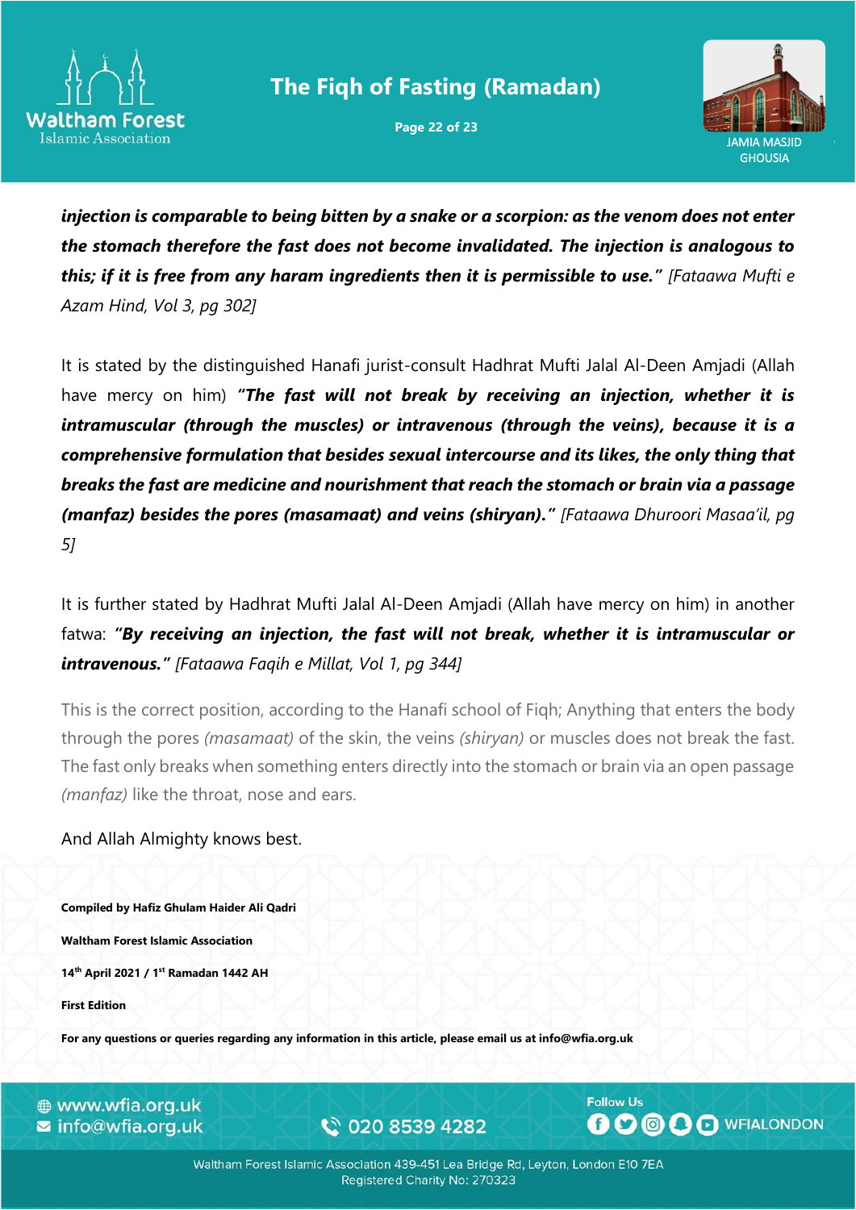***injection is comparable to being bitten by a snake or a scorpion: as the venom does not enter the stomach therefore the fast does not become invalidated. The injection is analogous to this; if it is free from any haram ingredients then it is permissible to use."*** *[Fataawa Mufti e Azam Hind, Vol 3, pg 302]*

It is stated by the distinguished Hanafi jurist-consult Hadhrat Mufti Jalal Al-Deen Amjadi (Allah have mercy on him) ***"The fast will not break by receiving an injection, whether it is intramuscular (through the muscles) or intravenous (through the veins), because it is a comprehensive formulation that besides sexual intercourse and its likes, the only thing that breaks the fast are medicine and nourishment that reach the stomach or brain via a passage (manfaz) besides the pores (masamaat) and veins (shiryan)."*** *[Fataawa Dhuroori Masaa'il, pg 5]*

It is further stated by Hadhrat Mufti Jalal Al-Deen Amjadi (Allah have mercy on him) in another fatwa: ***"By receiving an injection, the fast will not break, whether it is intramuscular or intravenous."*** *[Fataawa Faqih e Millat, Vol 1, pg 344]*

This is the correct position, according to the Hanafi school of Fiqh; Anything that enters the body through the pores *(masamaat)* of the skin, the veins *(shiryan)* or muscles does not break the fast. The fast only breaks when something enters directly into the stomach or brain via an open passage *(manfaz)* like the throat, nose and ears.

And Allah Almighty knows best.

**Compiled by Hafiz Ghulam Haider Ali Qadri**

**Waltham Forest Islamic Association**

**14th April 2021 / 1st Ramadan 1442 AH**

**First Edition**

**For any questions or queries regarding any information in this article, please email us at info@wfia.org.uk**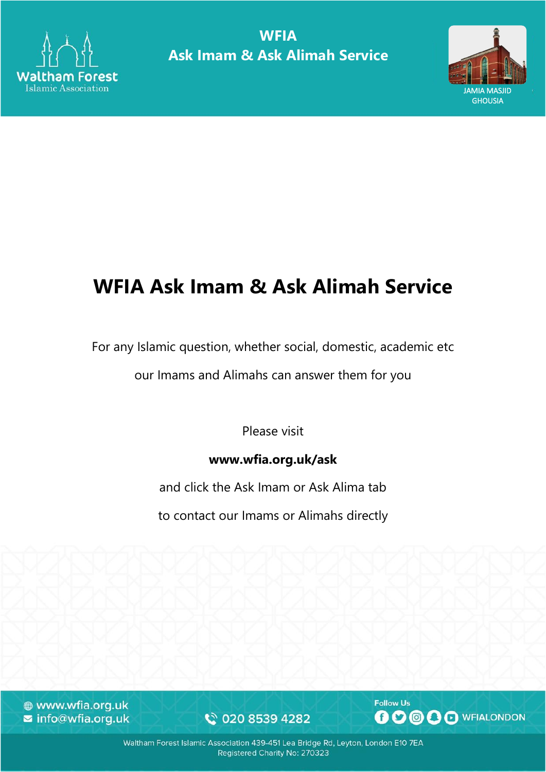WFIA
Ask Imam & Ask Alimah Service

JAMIA MASJID GHOUSIA

# WFIA Ask Imam & Ask Alimah Service

For any Islamic question, whether social, domestic, academic etc

our Imams and Alimahs can answer them for you

Please visit

**www.wfia.org.uk/ask**

and click the Ask Imam or Ask Alima tab

to contact our Imams or Alimahs directly

www.wfia.org.uk
info@wfia.org.uk

020 8539 4282

Follow Us
WFIALONDON

Waltham Forest Islamic Association 439-451 Lea Bridge Rd, Leyton, London E10 7EA
Registered Charity No: 270323